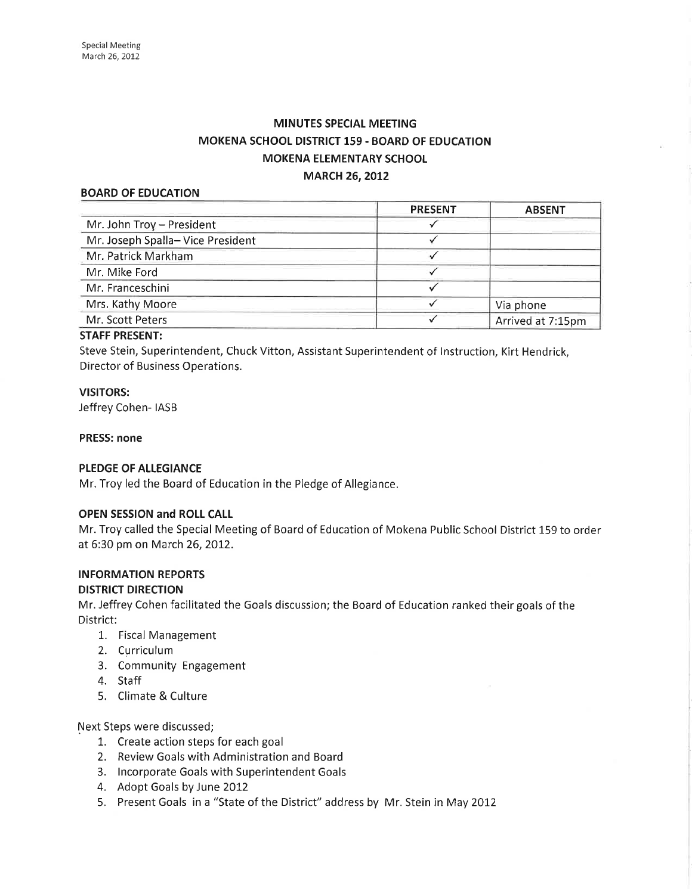# MINUTES SPECIAL MEETING
# MOKENA SCHOOL DISTRICT 159 - BOARD OF EDUCATION
# MOKENA ELEMENTARY SCHOOL
# MARCH 26, 2012

**BOARD OF EDUCATION**

| | PRESENT | ABSENT |
|---|---|---|
| Mr. John Troy – President | ✓ | |
| Mr. Joseph Spalla– Vice President | ✓ | |
| Mr. Patrick Markham | ✓ | |
| Mr. Mike Ford | ✓ | |
| Mr. Franceschini | ✓ | |
| Mrs. Kathy Moore | ✓ | Via phone |
| Mr. Scott Peters | ✓ | Arrived at 7:15pm |

**STAFF PRESENT:**

Steve Stein, Superintendent, Chuck Vitton, Assistant Superintendent of Instruction, Kirt Hendrick, Director of Business Operations.

**VISITORS:**

Jeffrey Cohen- IASB

**PRESS: none**

**PLEDGE OF ALLEGIANCE**

Mr. Troy led the Board of Education in the Pledge of Allegiance.

**OPEN SESSION and ROLL CALL**

Mr. Troy called the Special Meeting of Board of Education of Mokena Public School District 159 to order at 6:30 pm on March 26, 2012.

**INFORMATION REPORTS**

**DISTRICT DIRECTION**

Mr. Jeffrey Cohen facilitated the Goals discussion; the Board of Education ranked their goals of the District:

1. Fiscal Management
2. Curriculum
3. Community Engagement
4. Staff
5. Climate & Culture

Next Steps were discussed;

1. Create action steps for each goal
2. Review Goals with Administration and Board
3. Incorporate Goals with Superintendent Goals
4. Adopt Goals by June 2012
5. Present Goals in a "State of the District" address by Mr. Stein in May 2012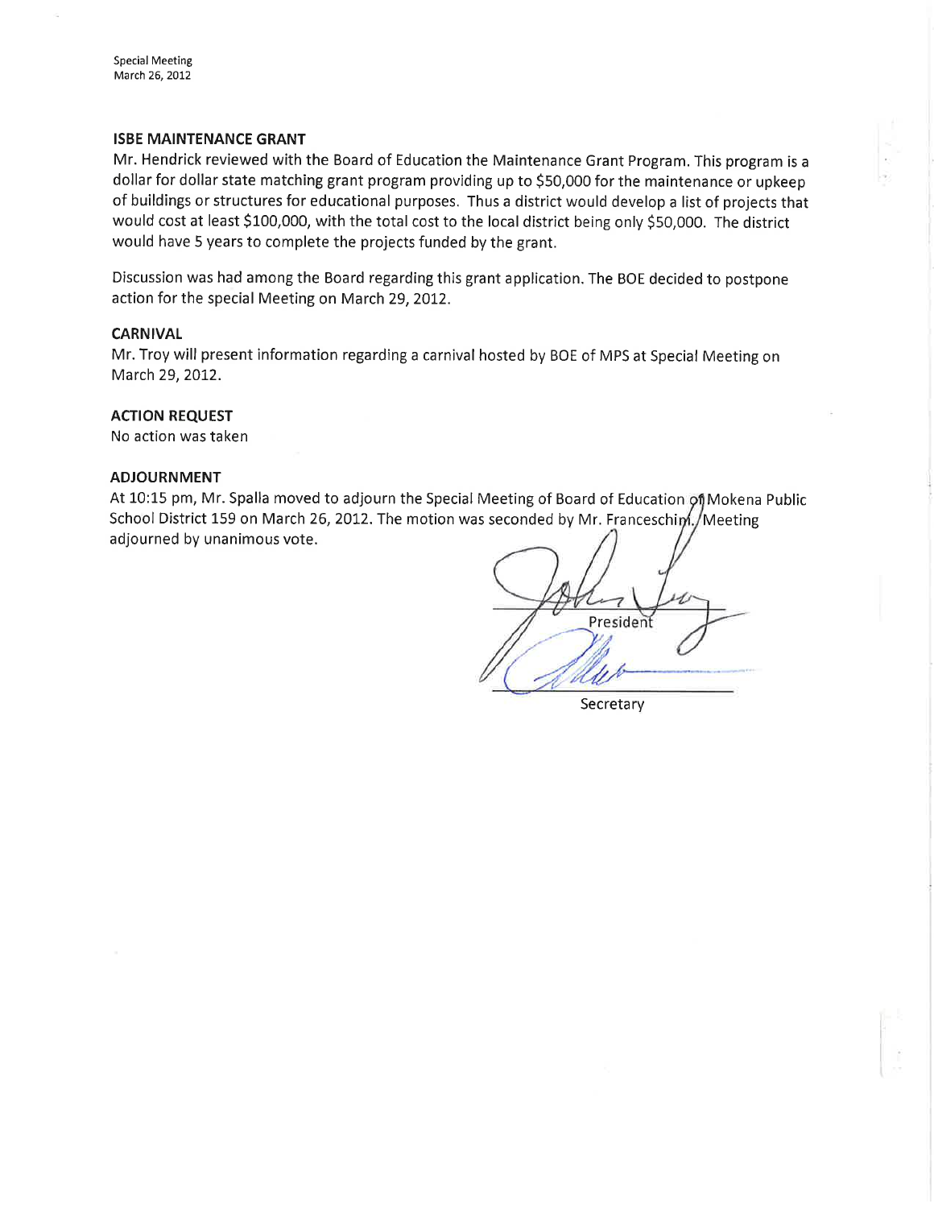### ISBE MAINTENANCE GRANT

Mr. Hendrick reviewed with the Board of Education the Maintenance Grant Program. This program is a dollar for dollar state matching grant program providing up to $50,000 for the maintenance or upkeep of buildings or structures for educational purposes. Thus a district would develop a list of projects that would cost at least $100,000, with the total cost to the local district being only $50,000. The district would have 5 years to complete the projects funded by the grant.

Discussion was had among the Board regarding this grant application. The BOE decided to postpone action for the special Meeting on March 29, 2012.

### CARNIVAL

Mr. Troy will present information regarding a carnival hosted by BOE of MPS at Special Meeting on March 29, 2012.

### ACTION REQUEST

No action was taken

### ADJOURNMENT

At 10:15 pm, Mr. Spalla moved to adjourn the Special Meeting of Board of Education of Mokena Public School District 159 on March 26, 2012. The motion was seconded by Mr. Franceschini. Meeting adjourned by unanimous vote.

President

Secretary